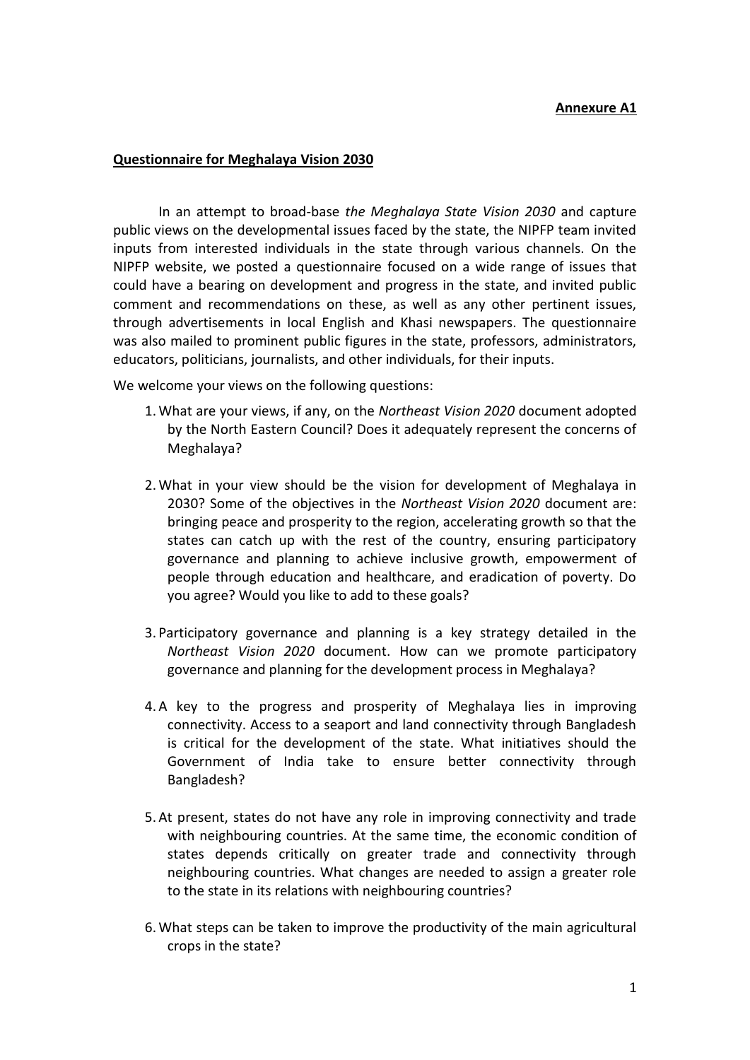**Annexure A1**

**Questionnaire for Meghalaya Vision 2030**

In an attempt to broad-base *the Meghalaya State Vision 2030* and capture public views on the developmental issues faced by the state, the NIPFP team invited inputs from interested individuals in the state through various channels. On the NIPFP website, we posted a questionnaire focused on a wide range of issues that could have a bearing on development and progress in the state, and invited public comment and recommendations on these, as well as any other pertinent issues, through advertisements in local English and Khasi newspapers. The questionnaire was also mailed to prominent public figures in the state, professors, administrators, educators, politicians, journalists, and other individuals, for their inputs.

We welcome your views on the following questions:

1. What are your views, if any, on the *Northeast Vision 2020* document adopted by the North Eastern Council? Does it adequately represent the concerns of Meghalaya?

2. What in your view should be the vision for development of Meghalaya in 2030? Some of the objectives in the *Northeast Vision 2020* document are: bringing peace and prosperity to the region, accelerating growth so that the states can catch up with the rest of the country, ensuring participatory governance and planning to achieve inclusive growth, empowerment of people through education and healthcare, and eradication of poverty. Do you agree? Would you like to add to these goals?

3. Participatory governance and planning is a key strategy detailed in the *Northeast Vision 2020* document. How can we promote participatory governance and planning for the development process in Meghalaya?

4. A key to the progress and prosperity of Meghalaya lies in improving connectivity. Access to a seaport and land connectivity through Bangladesh is critical for the development of the state. What initiatives should the Government of India take to ensure better connectivity through Bangladesh?

5. At present, states do not have any role in improving connectivity and trade with neighbouring countries. At the same time, the economic condition of states depends critically on greater trade and connectivity through neighbouring countries. What changes are needed to assign a greater role to the state in its relations with neighbouring countries?

6. What steps can be taken to improve the productivity of the main agricultural crops in the state?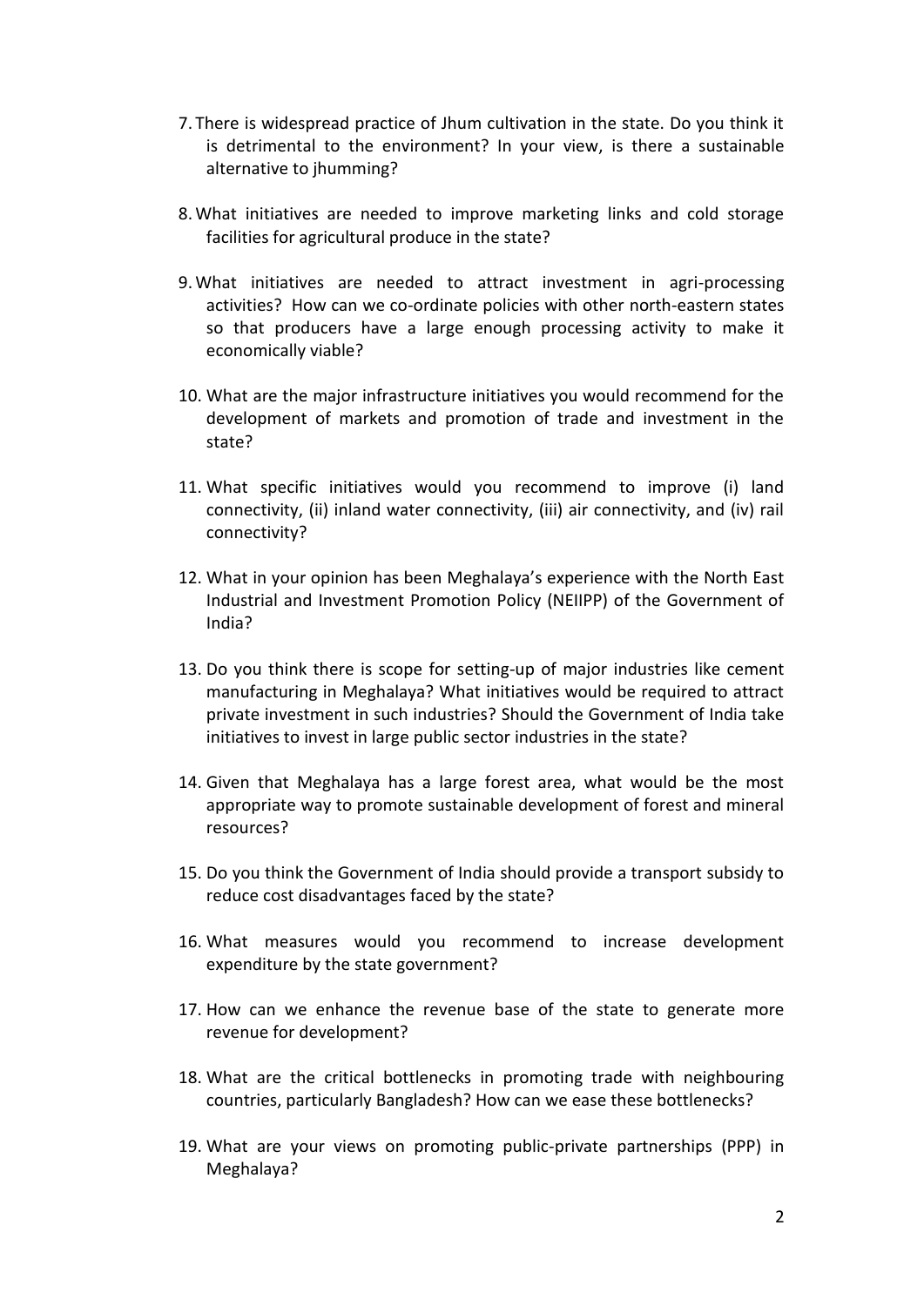7. There is widespread practice of Jhum cultivation in the state. Do you think it is detrimental to the environment? In your view, is there a sustainable alternative to jhumming?

8. What initiatives are needed to improve marketing links and cold storage facilities for agricultural produce in the state?

9. What initiatives are needed to attract investment in agri-processing activities? How can we co-ordinate policies with other north-eastern states so that producers have a large enough processing activity to make it economically viable?

10. What are the major infrastructure initiatives you would recommend for the development of markets and promotion of trade and investment in the state?

11. What specific initiatives would you recommend to improve (i) land connectivity, (ii) inland water connectivity, (iii) air connectivity, and (iv) rail connectivity?

12. What in your opinion has been Meghalaya's experience with the North East Industrial and Investment Promotion Policy (NEIIPP) of the Government of India?

13. Do you think there is scope for setting-up of major industries like cement manufacturing in Meghalaya? What initiatives would be required to attract private investment in such industries? Should the Government of India take initiatives to invest in large public sector industries in the state?

14. Given that Meghalaya has a large forest area, what would be the most appropriate way to promote sustainable development of forest and mineral resources?

15. Do you think the Government of India should provide a transport subsidy to reduce cost disadvantages faced by the state?

16. What measures would you recommend to increase development expenditure by the state government?

17. How can we enhance the revenue base of the state to generate more revenue for development?

18. What are the critical bottlenecks in promoting trade with neighbouring countries, particularly Bangladesh? How can we ease these bottlenecks?

19. What are your views on promoting public-private partnerships (PPP) in Meghalaya?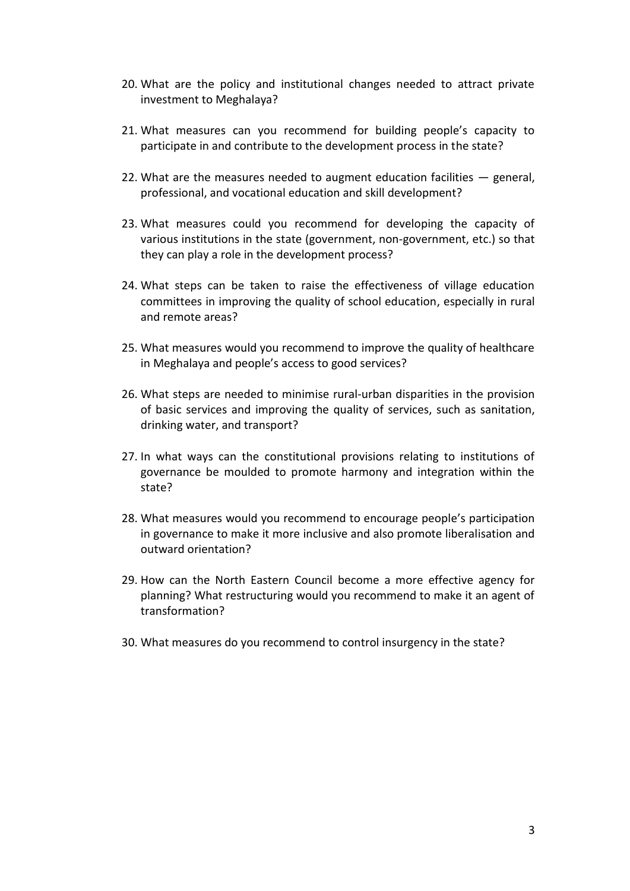20. What are the policy and institutional changes needed to attract private investment to Meghalaya?

21. What measures can you recommend for building people's capacity to participate in and contribute to the development process in the state?

22. What are the measures needed to augment education facilities — general, professional, and vocational education and skill development?

23. What measures could you recommend for developing the capacity of various institutions in the state (government, non-government, etc.) so that they can play a role in the development process?

24. What steps can be taken to raise the effectiveness of village education committees in improving the quality of school education, especially in rural and remote areas?

25. What measures would you recommend to improve the quality of healthcare in Meghalaya and people's access to good services?

26. What steps are needed to minimise rural-urban disparities in the provision of basic services and improving the quality of services, such as sanitation, drinking water, and transport?

27. In what ways can the constitutional provisions relating to institutions of governance be moulded to promote harmony and integration within the state?

28. What measures would you recommend to encourage people's participation in governance to make it more inclusive and also promote liberalisation and outward orientation?

29. How can the North Eastern Council become a more effective agency for planning? What restructuring would you recommend to make it an agent of transformation?

30. What measures do you recommend to control insurgency in the state?